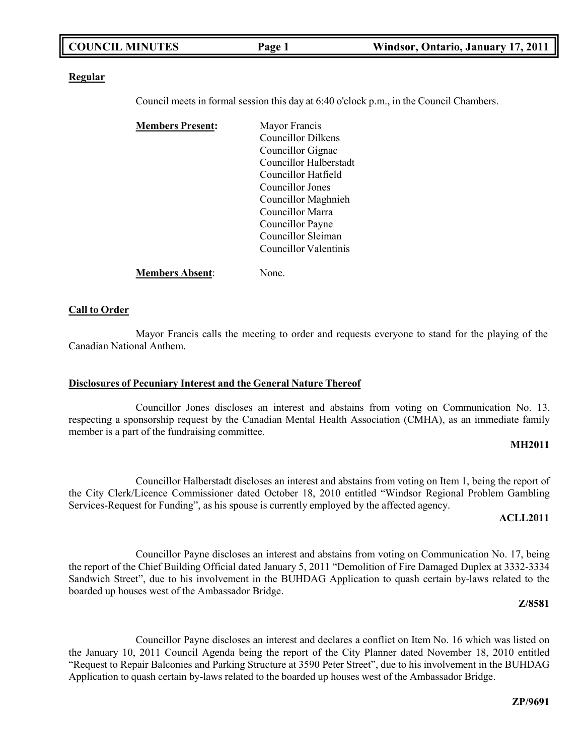**Regular**

Council meets in formal session this day at 6:40 o'clock p.m., in the Council Chambers.

**Members Present:**

Mayor Francis
Councillor Dilkens
Councillor Gignac
Councillor Halberstadt
Councillor Hatfield
Councillor Jones
Councillor Maghnieh
Councillor Marra
Councillor Payne
Councillor Sleiman
Councillor Valentinis

**Members Absent**: None.

**Call to Order**

Mayor Francis calls the meeting to order and requests everyone to stand for the playing of the Canadian National Anthem.

**Disclosures of Pecuniary Interest and the General Nature Thereof**

Councillor Jones discloses an interest and abstains from voting on Communication No. 13, respecting a sponsorship request by the Canadian Mental Health Association (CMHA), as an immediate family member is a part of the fundraising committee.

**MH2011**

Councillor Halberstadt discloses an interest and abstains from voting on Item 1, being the report of the City Clerk/Licence Commissioner dated October 18, 2010 entitled "Windsor Regional Problem Gambling Services-Request for Funding", as his spouse is currently employed by the affected agency.

**ACLL2011**

Councillor Payne discloses an interest and abstains from voting on Communication No. 17, being the report of the Chief Building Official dated January 5, 2011 "Demolition of Fire Damaged Duplex at 3332-3334 Sandwich Street", due to his involvement in the BUHDAG Application to quash certain by-laws related to the boarded up houses west of the Ambassador Bridge.

**Z/8581**

Councillor Payne discloses an interest and declares a conflict on Item No. 16 which was listed on the January 10, 2011 Council Agenda being the report of the City Planner dated November 18, 2010 entitled "Request to Repair Balconies and Parking Structure at 3590 Peter Street", due to his involvement in the BUHDAG Application to quash certain by-laws related to the boarded up houses west of the Ambassador Bridge.

**ZP/9691**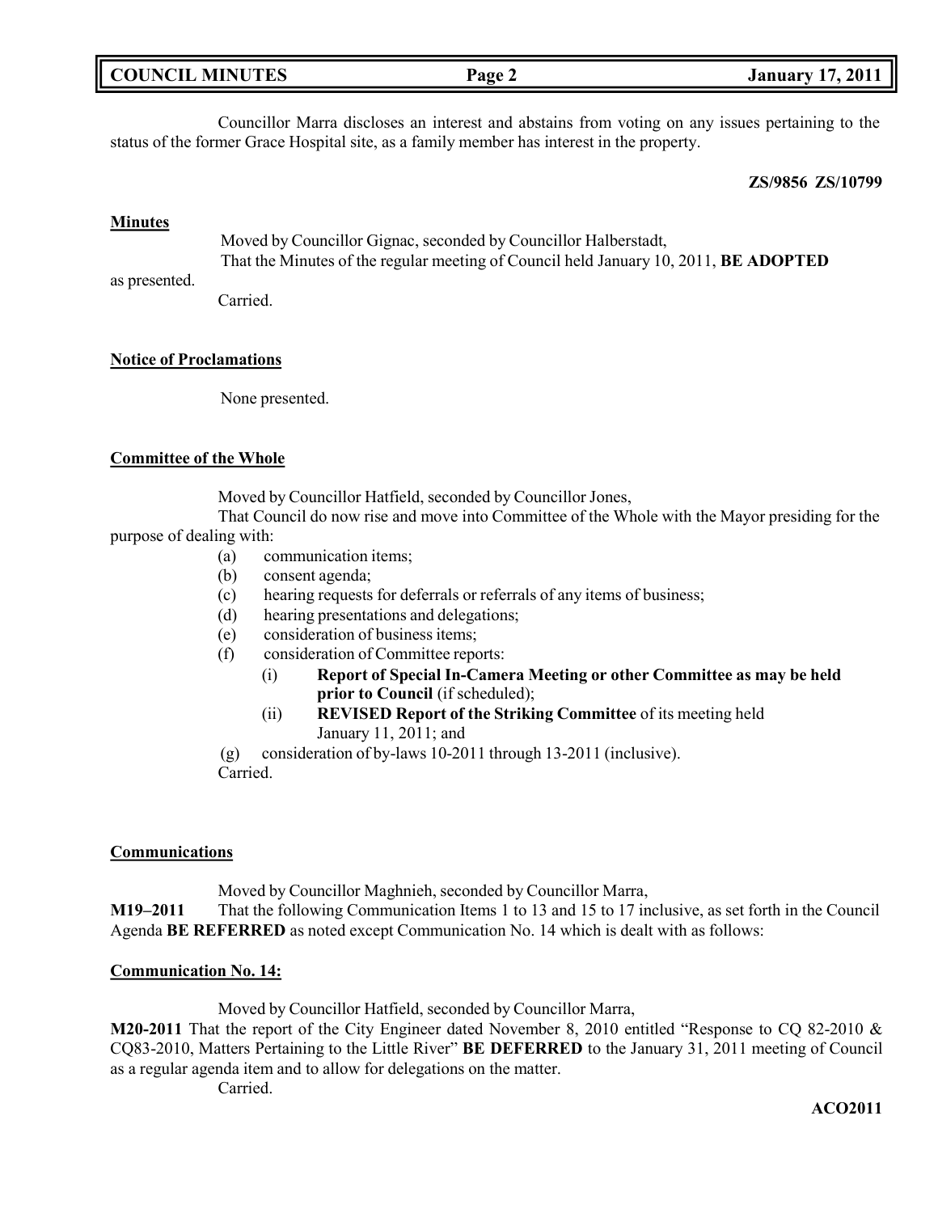Councillor Marra discloses an interest and abstains from voting on any issues pertaining to the status of the former Grace Hospital site, as a family member has interest in the property.

**ZS/9856 ZS/10799**

**Minutes**

Moved by Councillor Gignac, seconded by Councillor Halberstadt,
That the Minutes of the regular meeting of Council held January 10, 2011, **BE ADOPTED** as presented.
Carried.

**Notice of Proclamations**

None presented.

**Committee of the Whole**

Moved by Councillor Hatfield, seconded by Councillor Jones,
That Council do now rise and move into Committee of the Whole with the Mayor presiding for the purpose of dealing with:

- (a) communication items;
- (b) consent agenda;
- (c) hearing requests for deferrals or referrals of any items of business;
- (d) hearing presentations and delegations;
- (e) consideration of business items;
- (f) consideration of Committee reports:
  - (i) **Report of Special In-Camera Meeting or other Committee as may be held prior to Council** (if scheduled);
  - (ii) **REVISED Report of the Striking Committee** of its meeting held January 11, 2011; and
- (g) consideration of by-laws 10-2011 through 13-2011 (inclusive).

Carried.

**Communications**

Moved by Councillor Maghnieh, seconded by Councillor Marra,
**M19–2011** That the following Communication Items 1 to 13 and 15 to 17 inclusive, as set forth in the Council Agenda **BE REFERRED** as noted except Communication No. 14 which is dealt with as follows:

**Communication No. 14:**

Moved by Councillor Hatfield, seconded by Councillor Marra,
**M20-2011** That the report of the City Engineer dated November 8, 2010 entitled "Response to CQ 82-2010 & CQ83-2010, Matters Pertaining to the Little River" **BE DEFERRED** to the January 31, 2011 meeting of Council as a regular agenda item and to allow for delegations on the matter.
Carried.

**ACO2011**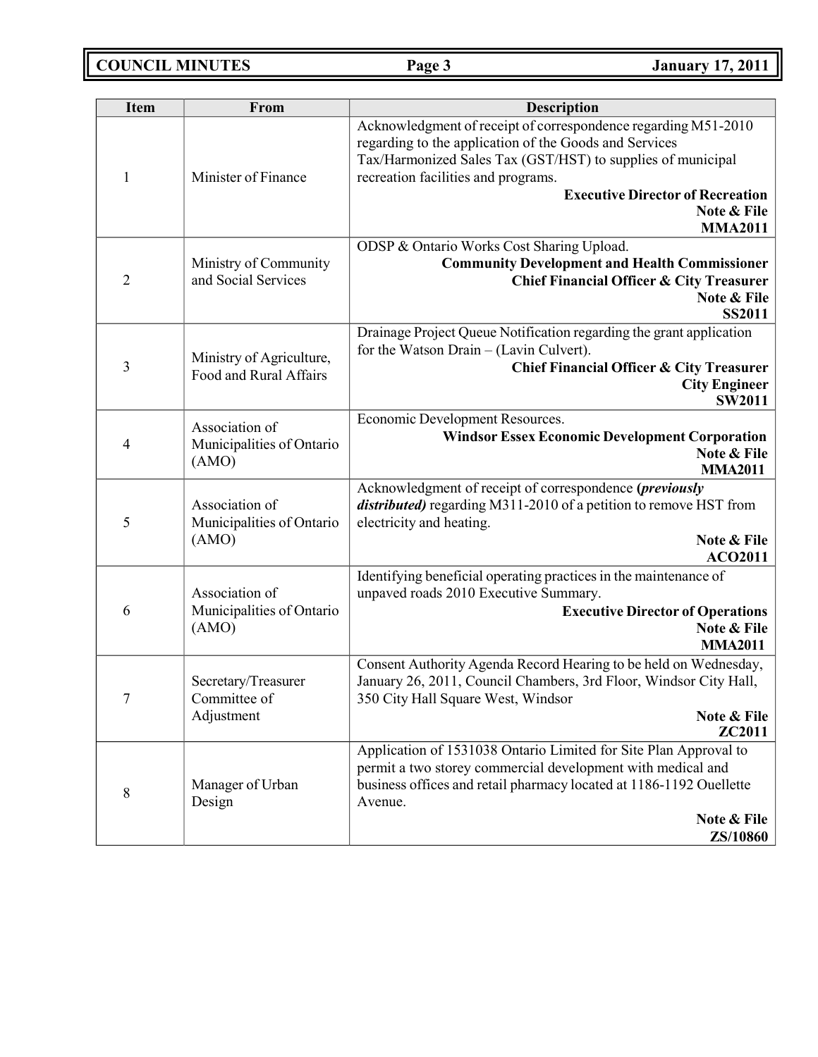| Item | From | Description |
|---|---|---|
| 1 | Minister of Finance | Acknowledgment of receipt of correspondence regarding M51-2010 regarding to the application of the Goods and Services Tax/Harmonized Sales Tax (GST/HST) to supplies of municipal recreation facilities and programs. **Executive Director of Recreation** **Note & File** **MMA2011** |
| 2 | Ministry of Community and Social Services | ODSP & Ontario Works Cost Sharing Upload. **Community Development and Health Commissioner** **Chief Financial Officer & City Treasurer** **Note & File** **SS2011** |
| 3 | Ministry of Agriculture, Food and Rural Affairs | Drainage Project Queue Notification regarding the grant application for the Watson Drain – (Lavin Culvert). **Chief Financial Officer & City Treasurer** **City Engineer** **SW2011** |
| 4 | Association of Municipalities of Ontario (AMO) | Economic Development Resources. **Windsor Essex Economic Development Corporation** **Note & File** **MMA2011** |
| 5 | Association of Municipalities of Ontario (AMO) | Acknowledgment of receipt of correspondence ***(previously distributed)*** regarding M311-2010 of a petition to remove HST from electricity and heating. **Note & File** **ACO2011** |
| 6 | Association of Municipalities of Ontario (AMO) | Identifying beneficial operating practices in the maintenance of unpaved roads 2010 Executive Summary. **Executive Director of Operations** **Note & File** **MMA2011** |
| 7 | Secretary/Treasurer Committee of Adjustment | Consent Authority Agenda Record Hearing to be held on Wednesday, January 26, 2011, Council Chambers, 3rd Floor, Windsor City Hall, 350 City Hall Square West, Windsor **Note & File** **ZC2011** |
| 8 | Manager of Urban Design | Application of 1531038 Ontario Limited for Site Plan Approval to permit a two storey commercial development with medical and business offices and retail pharmacy located at 1186-1192 Ouellette Avenue. **Note & File** **ZS/10860** |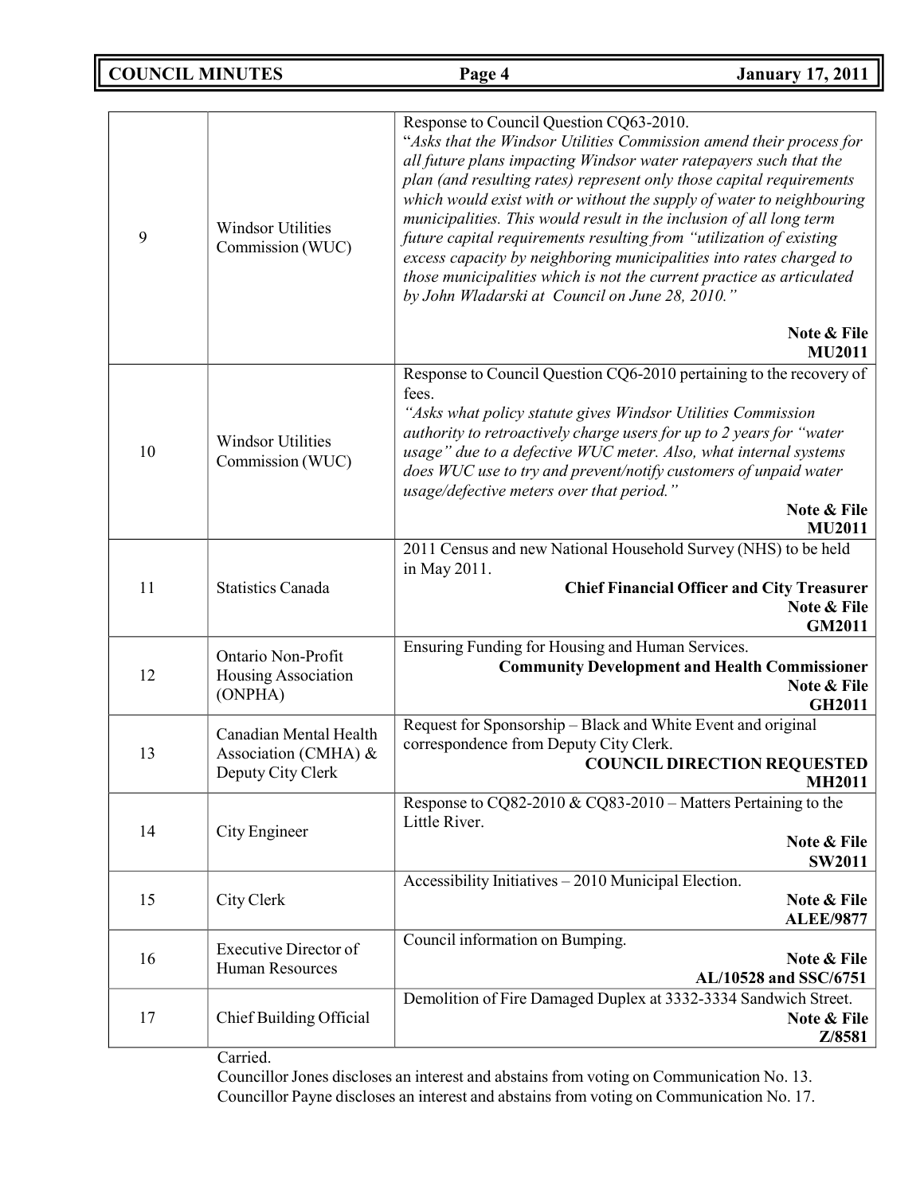| | | |
|---|---|---|
| 9 | Windsor Utilities Commission (WUC) | Response to Council Question CQ63-2010. "*Asks that the Windsor Utilities Commission amend their process for all future plans impacting Windsor water ratepayers such that the plan (and resulting rates) represent only those capital requirements which would exist with or without the supply of water to neighbouring municipalities. This would result in the inclusion of all long term future capital requirements resulting from "utilization of existing excess capacity by neighboring municipalities into rates charged to those municipalities which is not the current practice as articulated by John Wladarski at Council on June 28, 2010."* **Note & File** **MU2011** |
| 10 | Windsor Utilities Commission (WUC) | Response to Council Question CQ6-2010 pertaining to the recovery of fees. *"Asks what policy statute gives Windsor Utilities Commission authority to retroactively charge users for up to 2 years for "water usage" due to a defective WUC meter. Also, what internal systems does WUC use to try and prevent/notify customers of unpaid water usage/defective meters over that period."* **Note & File** **MU2011** |
| 11 | Statistics Canada | 2011 Census and new National Household Survey (NHS) to be held in May 2011. **Chief Financial Officer and City Treasurer** **Note & File** **GM2011** |
| 12 | Ontario Non-Profit Housing Association (ONPHA) | Ensuring Funding for Housing and Human Services. **Community Development and Health Commissioner** **Note & File** **GH2011** |
| 13 | Canadian Mental Health Association (CMHA) & Deputy City Clerk | Request for Sponsorship – Black and White Event and original correspondence from Deputy City Clerk. **COUNCIL DIRECTION REQUESTED** **MH2011** |
| 14 | City Engineer | Response to CQ82-2010 & CQ83-2010 – Matters Pertaining to the Little River. **Note & File** **SW2011** |
| 15 | City Clerk | Accessibility Initiatives – 2010 Municipal Election. **Note & File** **ALEE/9877** |
| 16 | Executive Director of Human Resources | Council information on Bumping. **Note & File** **AL/10528 and SSC/6751** |
| 17 | Chief Building Official | Demolition of Fire Damaged Duplex at 3332-3334 Sandwich Street. **Note & File** **Z/8581** |

Carried.

Councillor Jones discloses an interest and abstains from voting on Communication No. 13.

Councillor Payne discloses an interest and abstains from voting on Communication No. 17.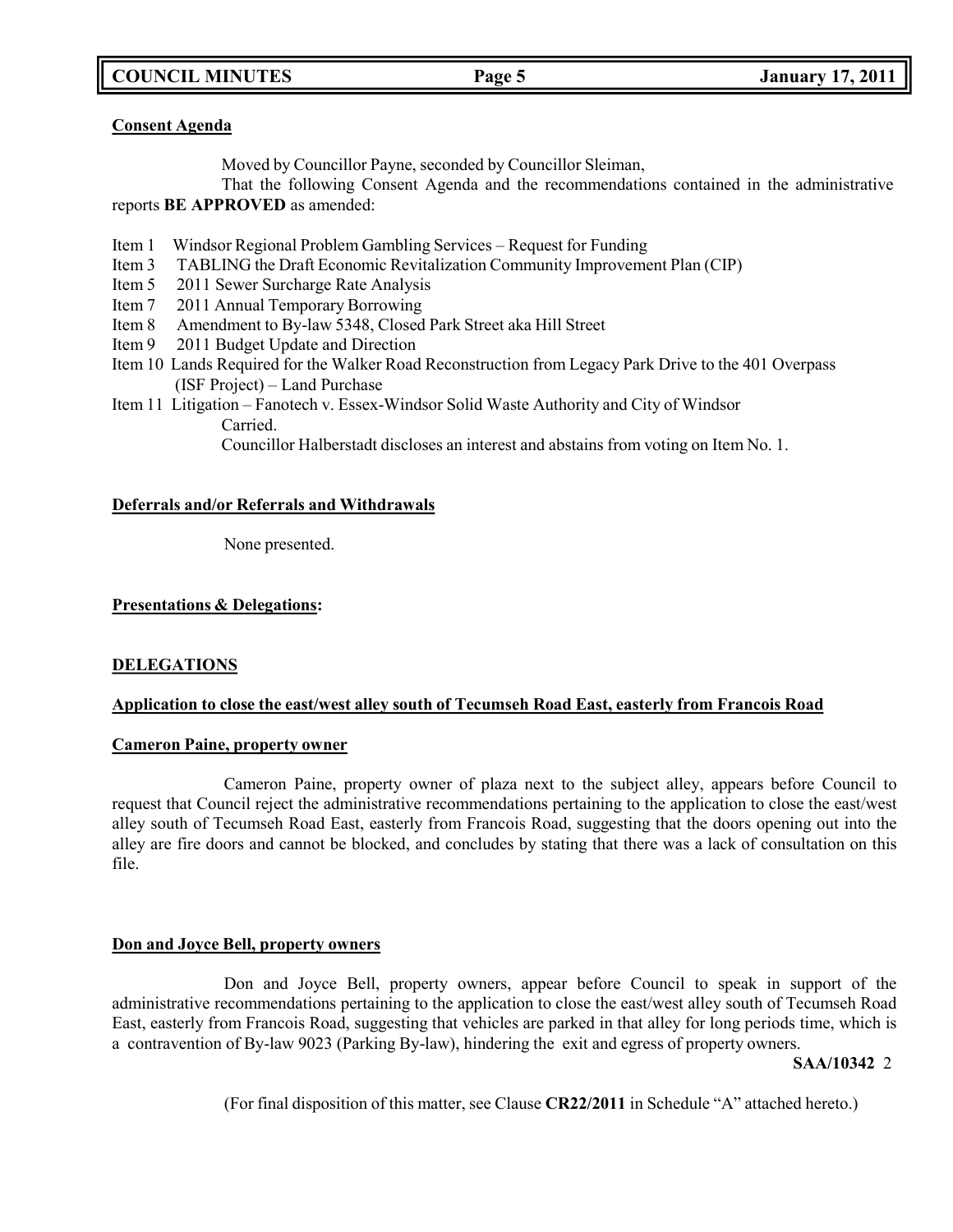**Consent Agenda**

Moved by Councillor Payne, seconded by Councillor Sleiman,

That the following Consent Agenda and the recommendations contained in the administrative reports **BE APPROVED** as amended:

Item 1 Windsor Regional Problem Gambling Services – Request for Funding
Item 3 TABLING the Draft Economic Revitalization Community Improvement Plan (CIP)
Item 5 2011 Sewer Surcharge Rate Analysis
Item 7 2011 Annual Temporary Borrowing
Item 8 Amendment to By-law 5348, Closed Park Street aka Hill Street
Item 9 2011 Budget Update and Direction
Item 10 Lands Required for the Walker Road Reconstruction from Legacy Park Drive to the 401 Overpass (ISF Project) – Land Purchase
Item 11 Litigation – Fanotech v. Essex-Windsor Solid Waste Authority and City of Windsor

Carried.

Councillor Halberstadt discloses an interest and abstains from voting on Item No. 1.

**Deferrals and/or Referrals and Withdrawals**

None presented.

**Presentations & Delegations:**

**DELEGATIONS**

**Application to close the east/west alley south of Tecumseh Road East, easterly from Francois Road**

**Cameron Paine, property owner**

Cameron Paine, property owner of plaza next to the subject alley, appears before Council to request that Council reject the administrative recommendations pertaining to the application to close the east/west alley south of Tecumseh Road East, easterly from Francois Road, suggesting that the doors opening out into the alley are fire doors and cannot blocked, and concludes by stating that there was a lack of consultation on this file.

**Don and Joyce Bell, property owners**

Don and Joyce Bell, property owners, appear before Council to speak in support of the administrative recommendations pertaining to the application to close the east/west alley south of Tecumseh Road East, easterly from Francois Road, suggesting that vehicles are parked in that alley for long periods time, which is a contravention of By-law 9023 (Parking By-law), hindering the exit and egress of property owners.

**SAA/10342** 2

(For final disposition of this matter, see Clause **CR22/2011** in Schedule "A" attached hereto.)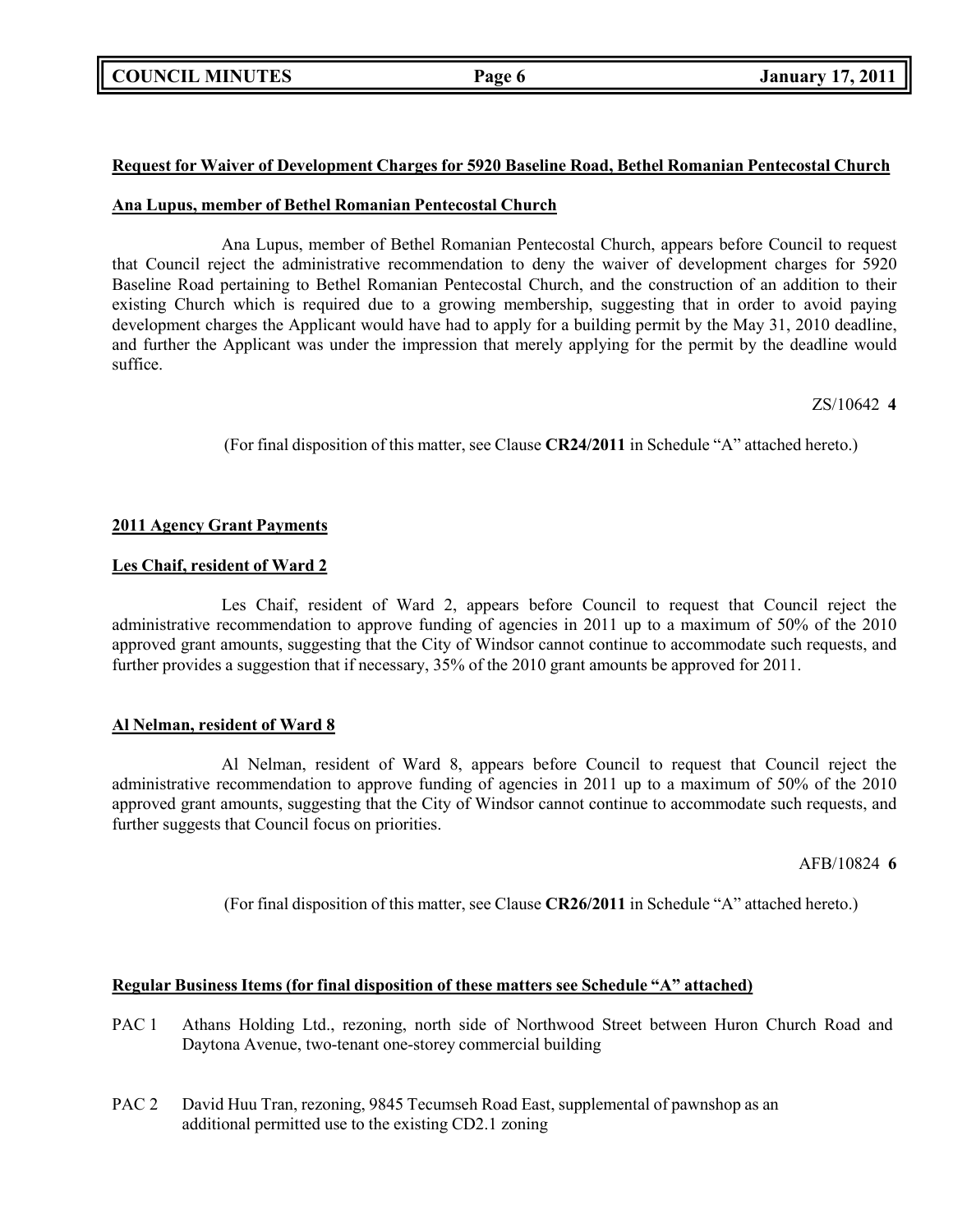**Request for Waiver of Development Charges for 5920 Baseline Road, Bethel Romanian Pentecostal Church**

**Ana Lupus, member of Bethel Romanian Pentecostal Church**

Ana Lupus, member of Bethel Romanian Pentecostal Church, appears before Council to request that Council reject the administrative recommendation to deny the waiver of development charges for 5920 Baseline Road pertaining to Bethel Romanian Pentecostal Church, and the construction of an addition to their existing Church which is required due to a growing membership, suggesting that in order to avoid paying development charges the Applicant would have had to apply for a building permit by the May 31, 2010 deadline, and further the Applicant was under the impression that merely applying for the permit by the deadline would suffice.

ZS/10642 **4**

(For final disposition of this matter, see Clause **CR24/2011** in Schedule "A" attached hereto.)

**2011 Agency Grant Payments**

**Les Chaif, resident of Ward 2**

Les Chaif, resident of Ward 2, appears before Council to request that Council reject the administrative recommendation to approve funding of agencies in 2011 up to a maximum of 50% of the 2010 approved grant amounts, suggesting that the City of Windsor cannot continue to accommodate such requests, and further provides a suggestion that if necessary, 35% of the 2010 grant amounts be approved for 2011.

**Al Nelman, resident of Ward 8**

Al Nelman, resident of Ward 8, appears before Council to request that Council reject the administrative recommendation to approve funding of agencies in 2011 up to a maximum of 50% of the 2010 approved grant amounts, suggesting that the City of Windsor cannot continue to accommodate such requests, and further suggests that Council focus on priorities.

AFB/10824 **6**

(For final disposition of this matter, see Clause **CR26/2011** in Schedule "A" attached hereto.)

**Regular Business Items (for final disposition of these matters see Schedule "A" attached)**

PAC 1 Athans Holding Ltd., rezoning, north side of Northwood Street between Huron Church Road and Daytona Avenue, two-tenant one-storey commercial building

PAC 2 David Huu Tran, rezoning, 9845 Tecumseh Road East, supplemental of pawnshop as an additional permitted use to the existing CD2.1 zoning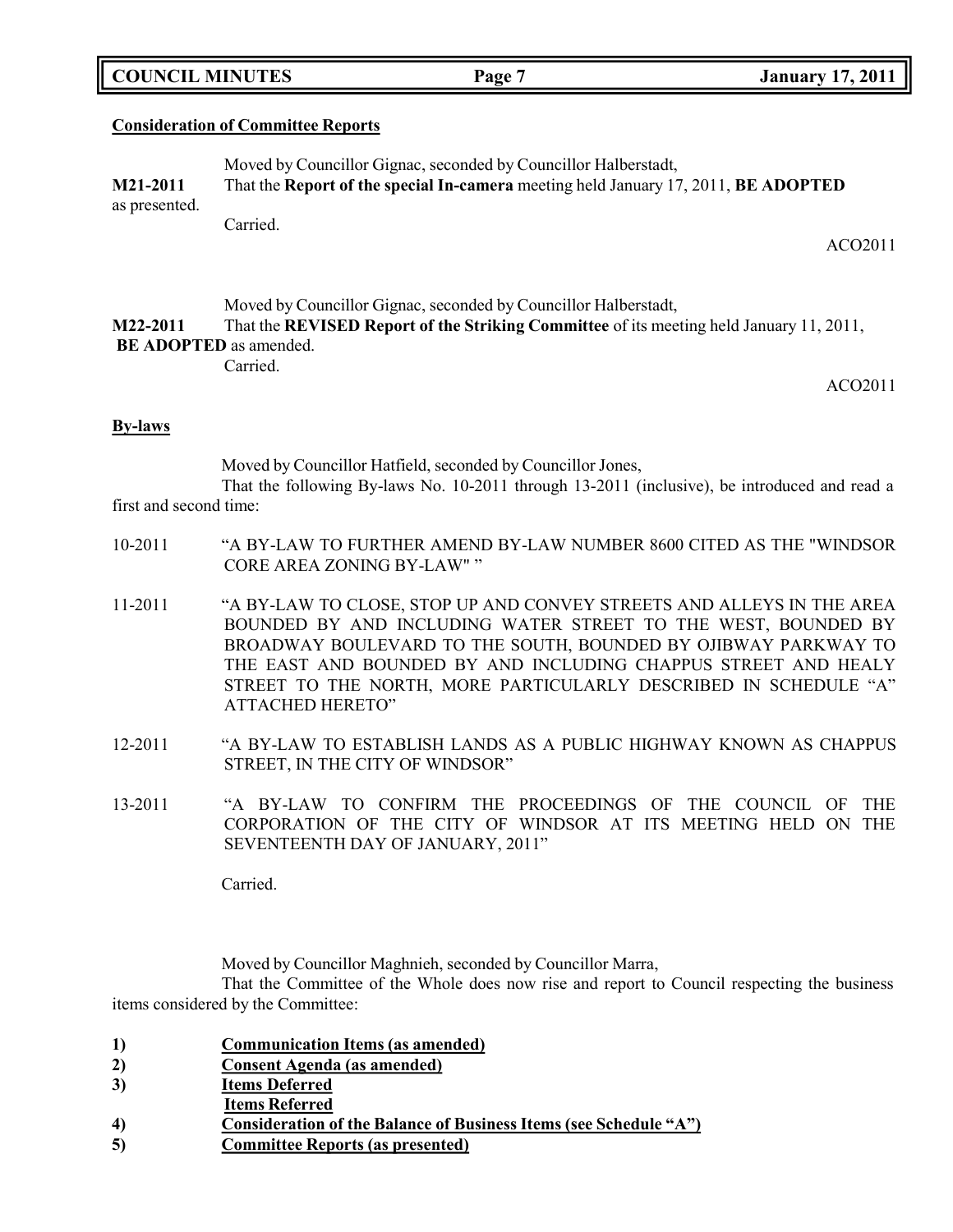**Consideration of Committee Reports**

Moved by Councillor Gignac, seconded by Councillor Halberstadt,

**M21-2011** That the **Report of the special In-camera** meeting held January 17, 2011, **BE ADOPTED** as presented.

Carried.

ACO2011

Moved by Councillor Gignac, seconded by Councillor Halberstadt,

**M22-2011** That the **REVISED Report of the Striking Committee** of its meeting held January 11, 2011, **BE ADOPTED** as amended.

Carried.

ACO2011

**By-laws**

Moved by Councillor Hatfield, seconded by Councillor Jones,

That the following By-laws No. 10-2011 through 13-2011 (inclusive), be introduced and read a first and second time:

10-2011 "A BY-LAW TO FURTHER AMEND BY-LAW NUMBER 8600 CITED AS THE "WINDSOR CORE AREA ZONING BY-LAW" "

11-2011 "A BY-LAW TO CLOSE, STOP UP AND CONVEY STREETS AND ALLEYS IN THE AREA BOUNDED BY AND INCLUDING WATER STREET TO THE WEST, BOUNDED BY BROADWAY BOULEVARD TO THE SOUTH, BOUNDED BY OJIBWAY PARKWAY TO THE EAST AND BOUNDED BY AND INCLUDING CHAPPUS STREET AND HEALY STREET TO THE NORTH, MORE PARTICULARLY DESCRIBED IN SCHEDULE "A" ATTACHED HERETO"

12-2011 "A BY-LAW TO ESTABLISH LANDS AS A PUBLIC HIGHWAY KNOWN AS CHAPPUS STREET, IN THE CITY OF WINDSOR"

13-2011 "A BY-LAW TO CONFIRM THE PROCEEDINGS OF THE COUNCIL OF THE CORPORATION OF THE CITY OF WINDSOR AT ITS MEETING HELD ON THE SEVENTEENTH DAY OF JANUARY, 2011"

Carried.

Moved by Councillor Maghnieh, seconded by Councillor Marra,

That the Committee of the Whole does now rise and report to Council respecting the business items considered by the Committee:

1) **Communication Items (as amended)**
2) **Consent Agenda (as amended)**
3) **Items Deferred**
   **Items Referred**
4) **Consideration of the Balance of Business Items (see Schedule "A")**
5) **Committee Reports (as presented)**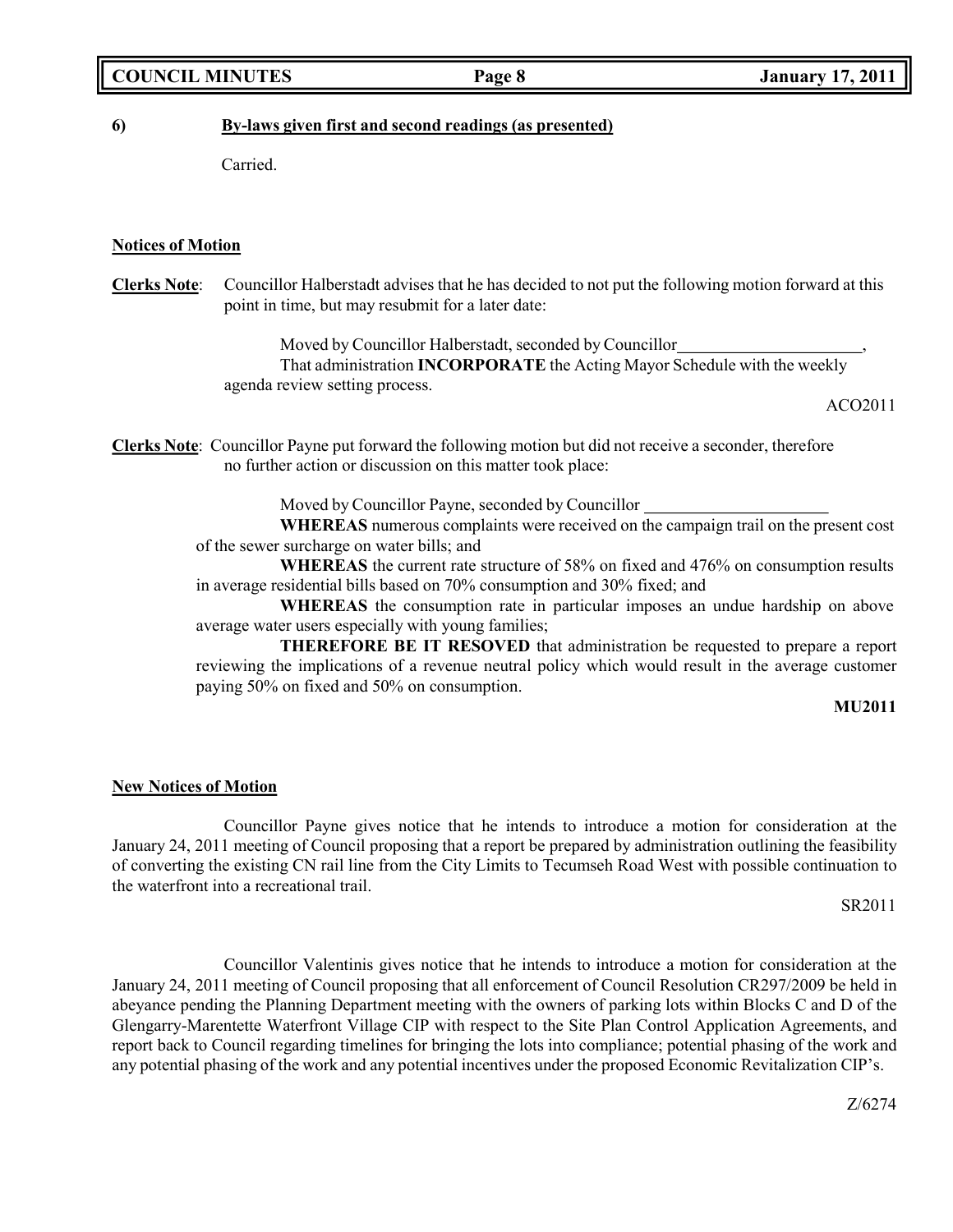**6) By-laws given first and second readings (as presented)**

Carried.

**Notices of Motion**

**Clerks Note**: Councillor Halberstadt advises that he has decided to not put the following motion forward at this point in time, but may resubmit for a later date:

Moved by Councillor Halberstadt, seconded by Councillor \_\_\_\_\_\_\_\_\_\_\_\_\_\_\_\_\_\_\_\_\_\_,
That administration **INCORPORATE** the Acting Mayor Schedule with the weekly agenda review setting process.

ACO2011

**Clerks Note**: Councillor Payne put forward the following motion but did not receive a seconder, therefore no further action or discussion on this matter took place:

Moved by Councillor Payne, seconded by Councillor \_\_\_\_\_\_\_\_\_\_\_\_\_\_\_\_\_\_\_\_\_\_

**WHEREAS** numerous complaints were received on the campaign trail on the present cost of the sewer surcharge on water bills; and

**WHEREAS** the current rate structure of 58% on fixed and 476% on consumption results in average residential bills based on 70% consumption and 30% fixed; and

**WHEREAS** the consumption rate in particular imposes an undue hardship on above average water users especially with young families;

**THEREFORE BE IT RESOVED** that administration be requested to prepare a report reviewing the implications of a revenue neutral policy which would result in the average customer paying 50% on fixed and 50% on consumption.

**MU2011**

**New Notices of Motion**

Councillor Payne gives notice that he intends to introduce a motion for consideration at the January 24, 2011 meeting of Council proposing that a report be prepared by administration outlining the feasibility of converting the existing CN rail line from the City Limits to Tecumseh Road West with possible continuation to the waterfront into a recreational trail.

SR2011

Councillor Valentinis gives notice that he intends to introduce a motion for consideration at the January 24, 2011 meeting of Council proposing that all enforcement of Council Resolution CR297/2009 be held in abeyance pending the Planning Department meeting with the owners of parking lots within Blocks C and D of the Glengarry-Marentette Waterfront Village CIP with respect to the Site Plan Control Application Agreements, and report back to Council regarding timelines for bringing the lots into compliance; potential phasing of the work and any potential phasing of the work and any potential incentives under the proposed Economic Revitalization CIP's.

Z/6274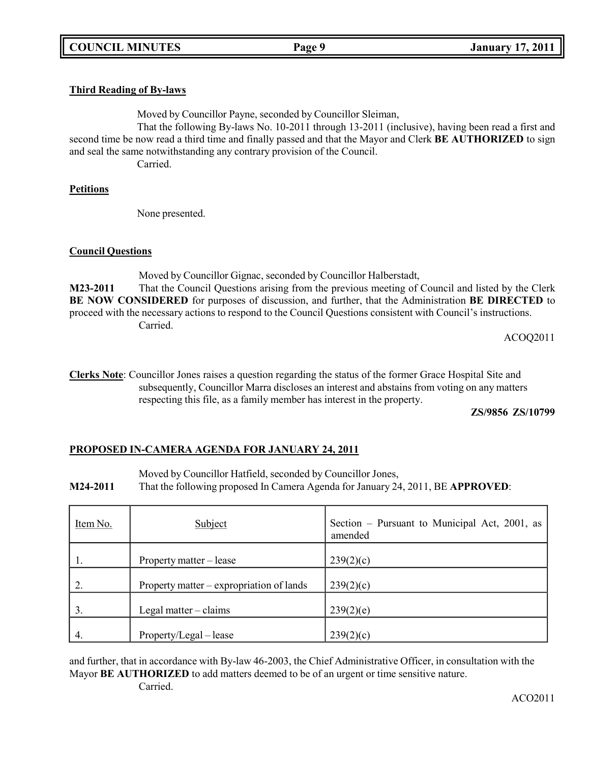**Third Reading of By-laws**

Moved by Councillor Payne, seconded by Councillor Sleiman,

That the following By-laws No. 10-2011 through 13-2011 (inclusive), having been read a first and second time be now read a third time and finally passed and that the Mayor and Clerk **BE AUTHORIZED** to sign and seal the same notwithstanding any contrary provision of the Council.

Carried.

**Petitions**

None presented.

**Council Questions**

Moved by Councillor Gignac, seconded by Councillor Halberstadt,

**M23-2011** That the Council Questions arising from the previous meeting of Council and listed by the Clerk **BE NOW CONSIDERED** for purposes of discussion, and further, that the Administration **BE DIRECTED** to proceed with the necessary actions to respond to the Council Questions consistent with Council's instructions.

Carried.

ACOQ2011

**Clerks Note**: Councillor Jones raises a question regarding the status of the former Grace Hospital Site and subsequently, Councillor Marra discloses an interest and abstains from voting on any matters respecting this file, as a family member has interest in the property.

**ZS/9856 ZS/10799**

**PROPOSED IN-CAMERA AGENDA FOR JANUARY 24, 2011**

Moved by Councillor Hatfield, seconded by Councillor Jones,

**M24-2011** That the following proposed In Camera Agenda for January 24, 2011, BE **APPROVED**:

| Item No. | Subject | Section – Pursuant to Municipal Act, 2001, as amended |
|---|---|---|
| 1. | Property matter – lease | 239(2)(c) |
| 2. | Property matter – expropriation of lands | 239(2)(c) |
| 3. | Legal matter – claims | 239(2)(e) |
| 4. | Property/Legal – lease | 239(2)(c) |

and further, that in accordance with By-law 46-2003, the Chief Administrative Officer, in consultation with the Mayor **BE AUTHORIZED** to add matters deemed to be of an urgent or time sensitive nature.

Carried.

ACO2011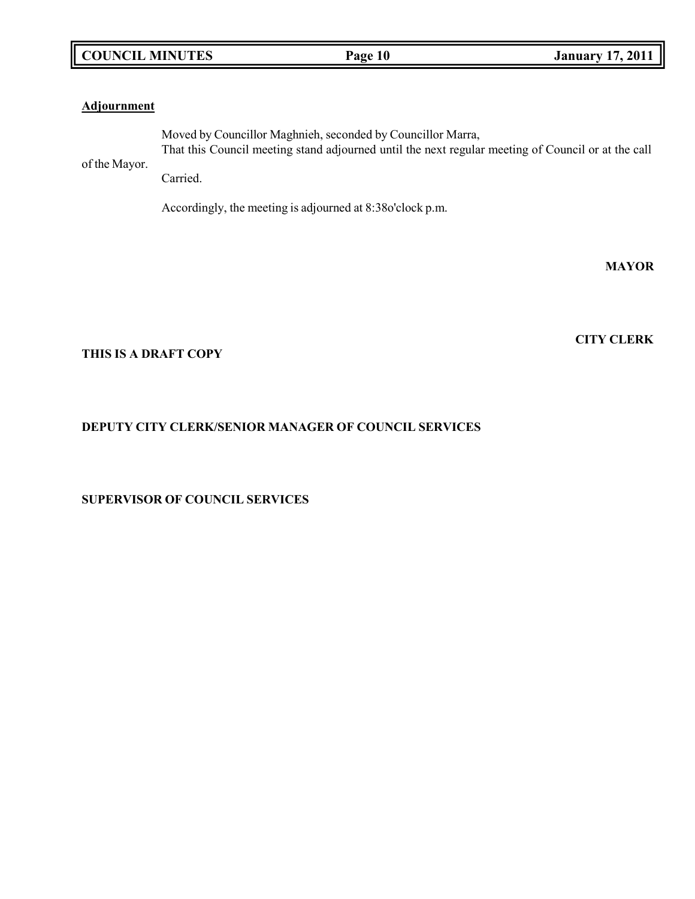**Adjournment**

Moved by Councillor Maghnieh, seconded by Councillor Marra,
That this Council meeting stand adjourned until the next regular meeting of Council or at the call of the Mayor.
Carried.

Accordingly, the meeting is adjourned at 8:38o'clock p.m.

**MAYOR**

**CITY CLERK**

**THIS IS A DRAFT COPY**

**DEPUTY CITY CLERK/SENIOR MANAGER OF COUNCIL SERVICES**

**SUPERVISOR OF COUNCIL SERVICES**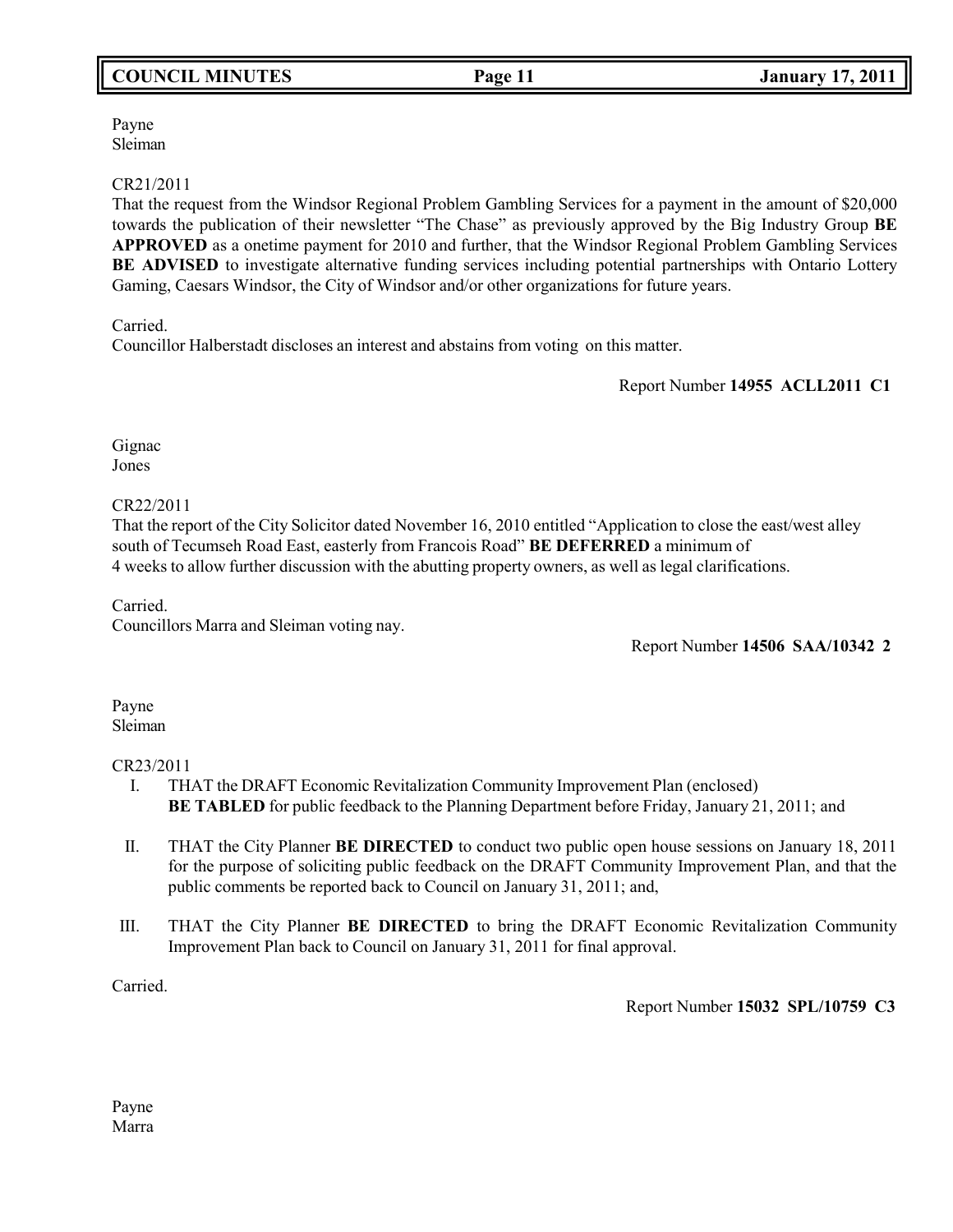Payne
Sleiman

CR21/2011
That the request from the Windsor Regional Problem Gambling Services for a payment in the amount of $20,000 towards the publication of their newsletter "The Chase" as previously approved by the Big Industry Group **BE APPROVED** as a onetime payment for 2010 and further, that the Windsor Regional Problem Gambling Services **BE ADVISED** to investigate alternative funding services including potential partnerships with Ontario Lottery Gaming, Caesars Windsor, the City of Windsor and/or other organizations for future years.

Carried.
Councillor Halberstadt discloses an interest and abstains from voting on this matter.

Report Number **14955 ACLL2011 C1**

Gignac
Jones

CR22/2011
That the report of the City Solicitor dated November 16, 2010 entitled "Application to close the east/west alley south of Tecumseh Road East, easterly from Francois Road" **BE DEFERRED** a minimum of 4 weeks to allow further discussion with the abutting property owners, as well as legal clarifications.

Carried.
Councillors Marra and Sleiman voting nay.

Report Number **14506 SAA/10342 2**

Payne
Sleiman

CR23/2011

I. THAT the DRAFT Economic Revitalization Community Improvement Plan (enclosed) **BE TABLED** for public feedback to the Planning Department before Friday, January 21, 2011; and

II. THAT the City Planner **BE DIRECTED** to conduct two public open house sessions on January 18, 2011 for the purpose of soliciting public feedback on the DRAFT Community Improvement Plan, and that the public comments be reported back to Council on January 31, 2011; and,

III. THAT the City Planner **BE DIRECTED** to bring the DRAFT Economic Revitalization Community Improvement Plan back to Council on January 31, 2011 for final approval.

Carried.

Report Number **15032 SPL/10759 C3**

Payne
Marra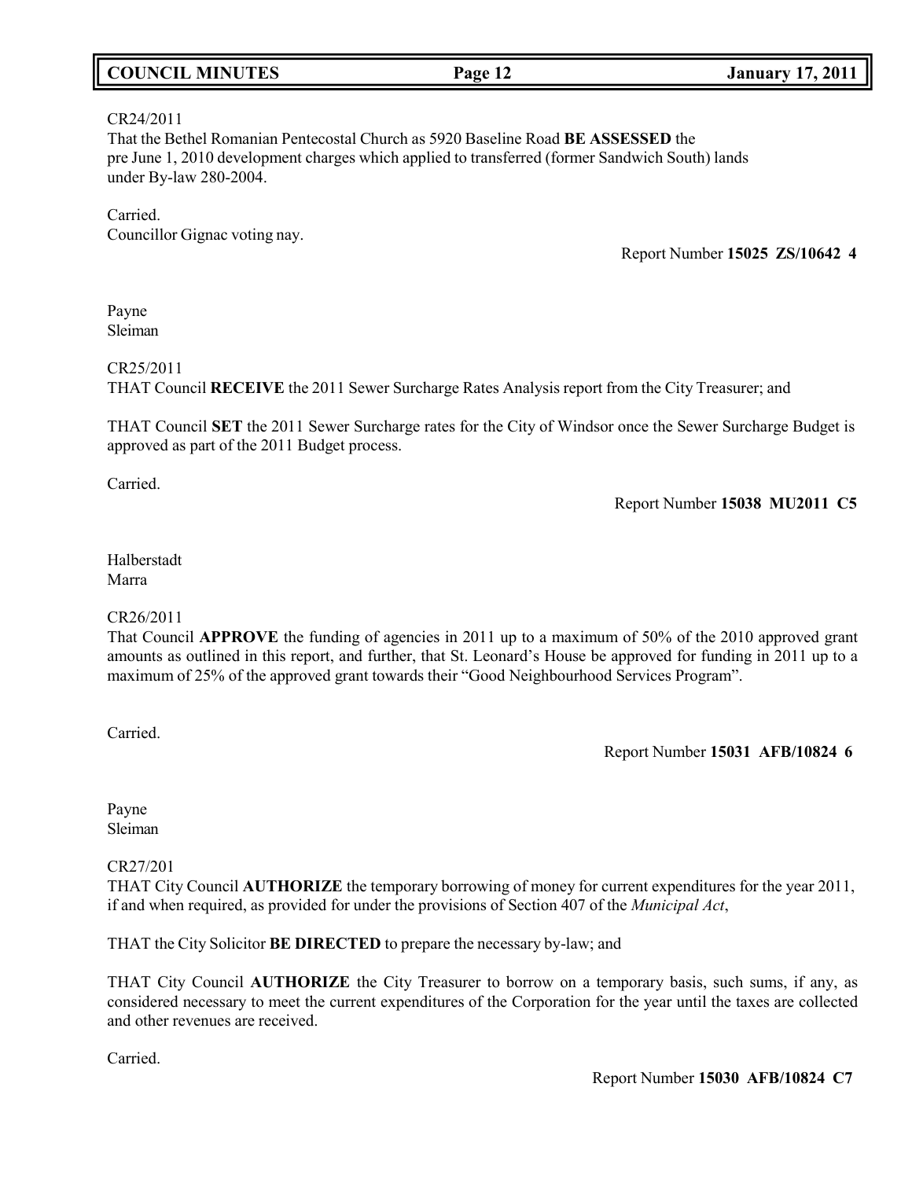CR24/2011
That the Bethel Romanian Pentecostal Church as 5920 Baseline Road **BE ASSESSED** the pre June 1, 2010 development charges which applied to transferred (former Sandwich South) lands under By-law 280-2004.

Carried.
Councillor Gignac voting nay.

Report Number **15025 ZS/10642 4**

Payne
Sleiman

CR25/2011
THAT Council **RECEIVE** the 2011 Sewer Surcharge Rates Analysis report from the City Treasurer; and

THAT Council **SET** the 2011 Sewer Surcharge rates for the City of Windsor once the Sewer Surcharge Budget is approved as part of the 2011 Budget process.

Carried.

Report Number **15038 MU2011 C5**

Halberstadt
Marra

CR26/2011
That Council **APPROVE** the funding of agencies in 2011 up to a maximum of 50% of the 2010 approved grant amounts as outlined in this report, and further, that St. Leonard's House be approved for funding in 2011 up to a maximum of 25% of the approved grant towards their "Good Neighbourhood Services Program".

Carried.

Report Number **15031 AFB/10824 6**

Payne
Sleiman

CR27/201
THAT City Council **AUTHORIZE** the temporary borrowing of money for current expenditures for the year 2011, if and when required, as provided for under the provisions of Section 407 of the *Municipal Act*,

THAT the City Solicitor **BE DIRECTED** to prepare the necessary by-law; and

THAT City Council **AUTHORIZE** the City Treasurer to borrow on a temporary basis, such sums, if any, as considered necessary to meet the current expenditures of the Corporation for the year until the taxes are collected and other revenues are received.

Carried.

Report Number **15030 AFB/10824 C7**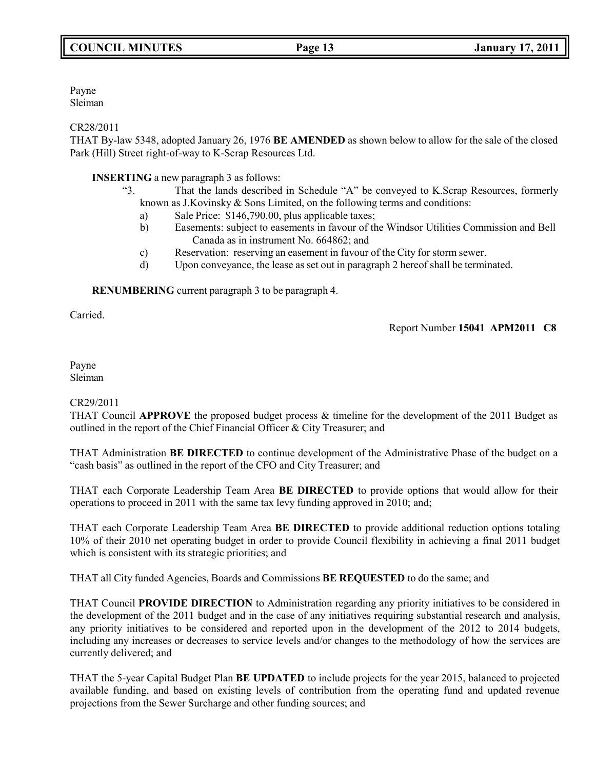Payne
Sleiman

CR28/2011
THAT By-law 5348, adopted January 26, 1976 **BE AMENDED** as shown below to allow for the sale of the closed Park (Hill) Street right-of-way to K-Scrap Resources Ltd.

**INSERTING** a new paragraph 3 as follows:

"3. That the lands described in Schedule "A" be conveyed to K.Scrap Resources, formerly known as J.Kovinsky & Sons Limited, on the following terms and conditions:

a) Sale Price: $146,790.00, plus applicable taxes;
b) Easements: subject to easements in favour of the Windsor Utilities Commission and Bell Canada as in instrument No. 664862; and
c) Reservation: reserving an easement in favour of the City for storm sewer.
d) Upon conveyance, the lease as set out in paragraph 2 hereof shall be terminated.

**RENUMBERING** current paragraph 3 to be paragraph 4.

Carried.

Report Number **15041 APM2011 C8**

Payne
Sleiman

CR29/2011
THAT Council **APPROVE** the proposed budget process & timeline for the development of the 2011 Budget as outlined in the report of the Chief Financial Officer & City Treasurer; and

THAT Administration **BE DIRECTED** to continue development of the Administrative Phase of the budget on a "cash basis" as outlined in the report of the CFO and City Treasurer; and

THAT each Corporate Leadership Team Area **BE DIRECTED** to provide options that would allow for their operations to proceed in 2011 with the same tax levy funding approved in 2010; and;

THAT each Corporate Leadership Team Area **BE DIRECTED** to provide additional reduction options totaling 10% of their 2010 net operating budget in order to provide Council flexibility in achieving a final 2011 budget which is consistent with its strategic priorities; and

THAT all City funded Agencies, Boards and Commissions **BE REQUESTED** to do the same; and

THAT Council **PROVIDE DIRECTION** to Administration regarding any priority initiatives to be considered in the development of the 2011 budget and in the case of any initiatives requiring substantial research and analysis, any priority initiatives to be considered and reported upon in the development of the 2012 to 2014 budgets, including any increases or decreases to service levels and/or changes to the methodology of how the services are currently delivered; and

THAT the 5-year Capital Budget Plan **BE UPDATED** to include projects for the year 2015, balanced to projected available funding, and based on existing levels of contribution from the operating fund and updated revenue projections from the Sewer Surcharge and other funding sources; and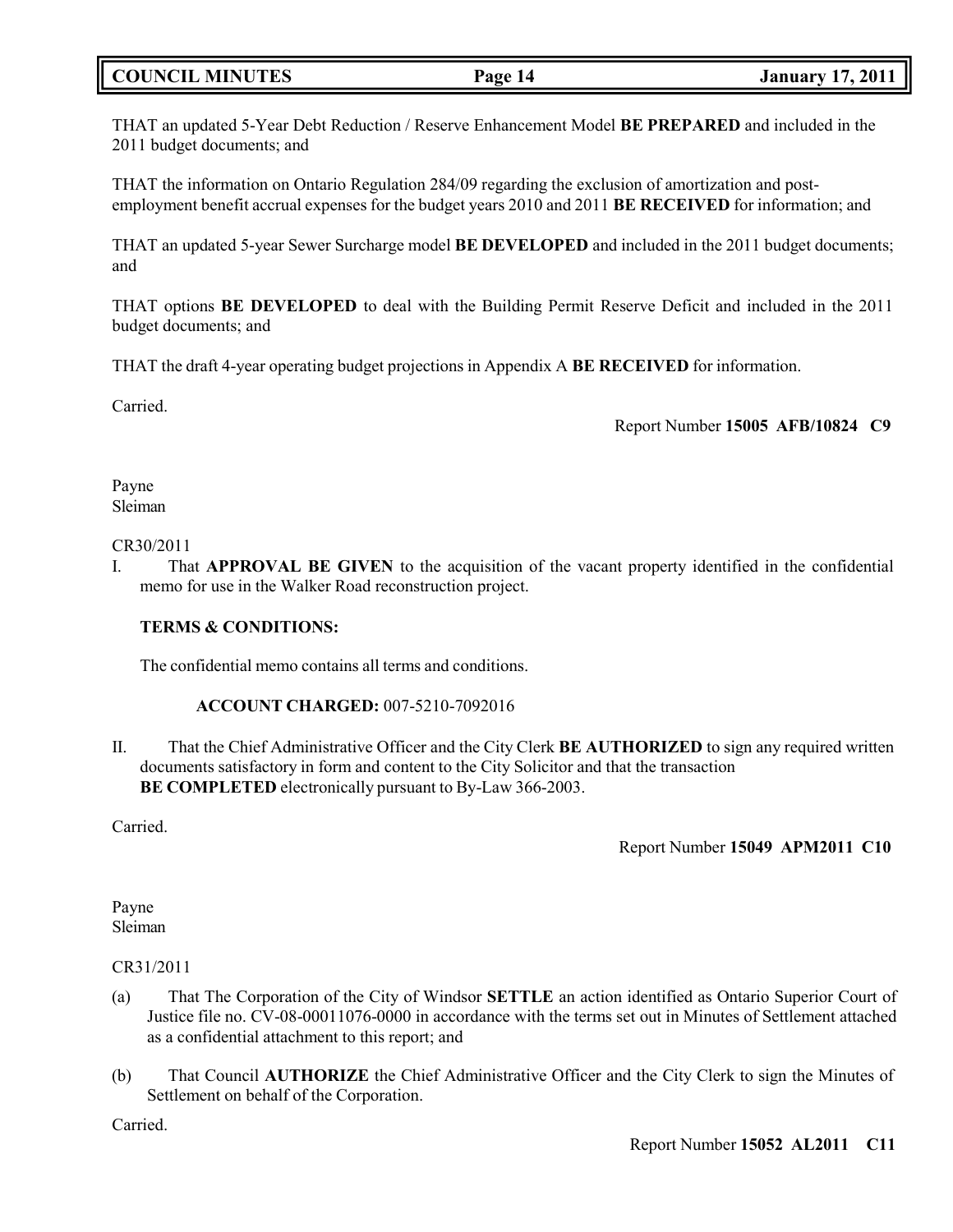THAT an updated 5-Year Debt Reduction / Reserve Enhancement Model **BE PREPARED** and included in the 2011 budget documents; and

THAT the information on Ontario Regulation 284/09 regarding the exclusion of amortization and post-employment benefit accrual expenses for the budget years 2010 and 2011 **BE RECEIVED** for information; and

THAT an updated 5-year Sewer Surcharge model **BE DEVELOPED** and included in the 2011 budget documents; and

THAT options **BE DEVELOPED** to deal with the Building Permit Reserve Deficit and included in the 2011 budget documents; and

THAT the draft 4-year operating budget projections in Appendix A **BE RECEIVED** for information.

Carried.

Report Number **15005 AFB/10824 C9**

Payne
Sleiman

CR30/2011

I. That **APPROVAL BE GIVEN** to the acquisition of the vacant property identified in the confidential memo for use in the Walker Road reconstruction project.

**TERMS & CONDITIONS:**

The confidential memo contains all terms and conditions.

**ACCOUNT CHARGED:** 007-5210-7092016

II. That the Chief Administrative Officer and the City Clerk **BE AUTHORIZED** to sign any required written documents satisfactory in form and content to the City Solicitor and that the transaction **BE COMPLETED** electronically pursuant to By-Law 366-2003.

Carried.

Report Number **15049 APM2011 C10**

Payne
Sleiman

CR31/2011

(a) That The Corporation of the City of Windsor **SETTLE** an action identified as Ontario Superior Court of Justice file no. CV-08-00011076-0000 in accordance with the terms set out in Minutes of Settlement attached as a confidential attachment to this report; and

(b) That Council **AUTHORIZE** the Chief Administrative Officer and the City Clerk to sign the Minutes of Settlement on behalf of the Corporation.

Carried.

Report Number **15052 AL2011 C11**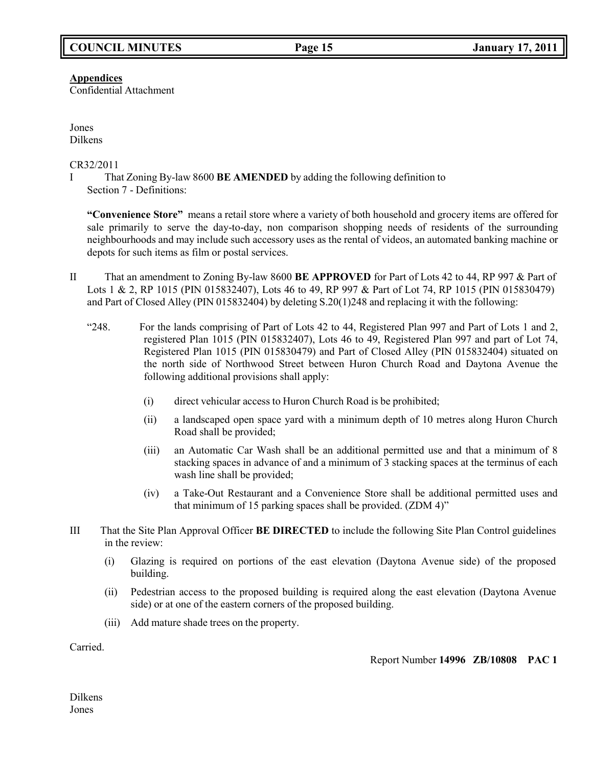**Appendices**
Confidential Attachment

Jones
Dilkens

CR32/2011

I That Zoning By-law 8600 **BE AMENDED** by adding the following definition to Section 7 - Definitions:

**"Convenience Store"** means a retail store where a variety of both household and grocery items are offered for sale primarily to serve the day-to-day, non comparison shopping needs of residents of the surrounding neighbourhoods and may include such accessory uses as the rental of videos, an automated banking machine or depots for such items as film or postal services.

II That an amendment to Zoning By-law 8600 **BE APPROVED** for Part of Lots 42 to 44, RP 997 & Part of Lots 1 & 2, RP 1015 (PIN 015832407), Lots 46 to 49, RP 997 & Part of Lot 74, RP 1015 (PIN 015830479) and Part of Closed Alley (PIN 015832404) by deleting S.20(1)248 and replacing it with the following:

"248. For the lands comprising of Part of Lots 42 to 44, Registered Plan 997 and Part of Lots 1 and 2, registered Plan 1015 (PIN 015832407), Lots 46 to 49, Registered Plan 997 and part of Lot 74, Registered Plan 1015 (PIN 015830479) and Part of Closed Alley (PIN 015832404) situated on the north side of Northwood Street between Huron Church Road and Daytona Avenue the following additional provisions shall apply:

(i) direct vehicular access to Huron Church Road is be prohibited;

(ii) a landscaped open space yard with a minimum depth of 10 metres along Huron Church Road shall be provided;

(iii) an Automatic Car Wash shall be an additional permitted use and that a minimum of 8 stacking spaces in advance of and a minimum of 3 stacking spaces at the terminus of each wash line shall be provided;

(iv) a Take-Out Restaurant and a Convenience Store shall be additional permitted uses and that minimum of 15 parking spaces shall be provided. (ZDM 4)"

III That the Site Plan Approval Officer **BE DIRECTED** to include the following Site Plan Control guidelines in the review:

(i) Glazing is required on portions of the east elevation (Daytona Avenue side) of the proposed building.

(ii) Pedestrian access to the proposed building is required along the east elevation (Daytona Avenue side) or at one of the eastern corners of the proposed building.

(iii) Add mature shade trees on the property.

Carried.

Report Number **14996 ZB/10808 PAC 1**

Dilkens
Jones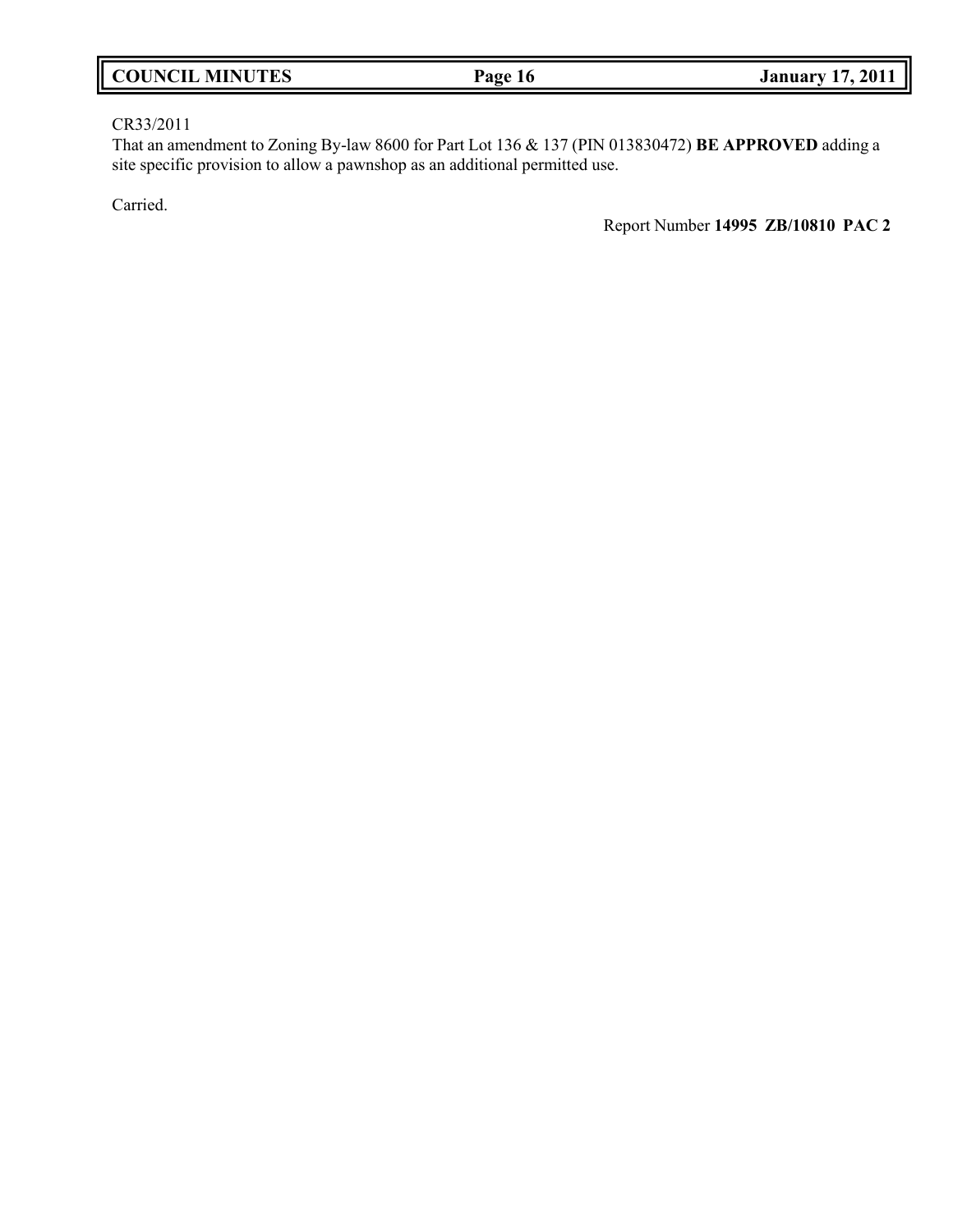CR33/2011
That an amendment to Zoning By-law 8600 for Part Lot 136 & 137 (PIN 013830472) **BE APPROVED** adding a site specific provision to allow a pawnshop as an additional permitted use.

Carried.

Report Number **14995 ZB/10810 PAC 2**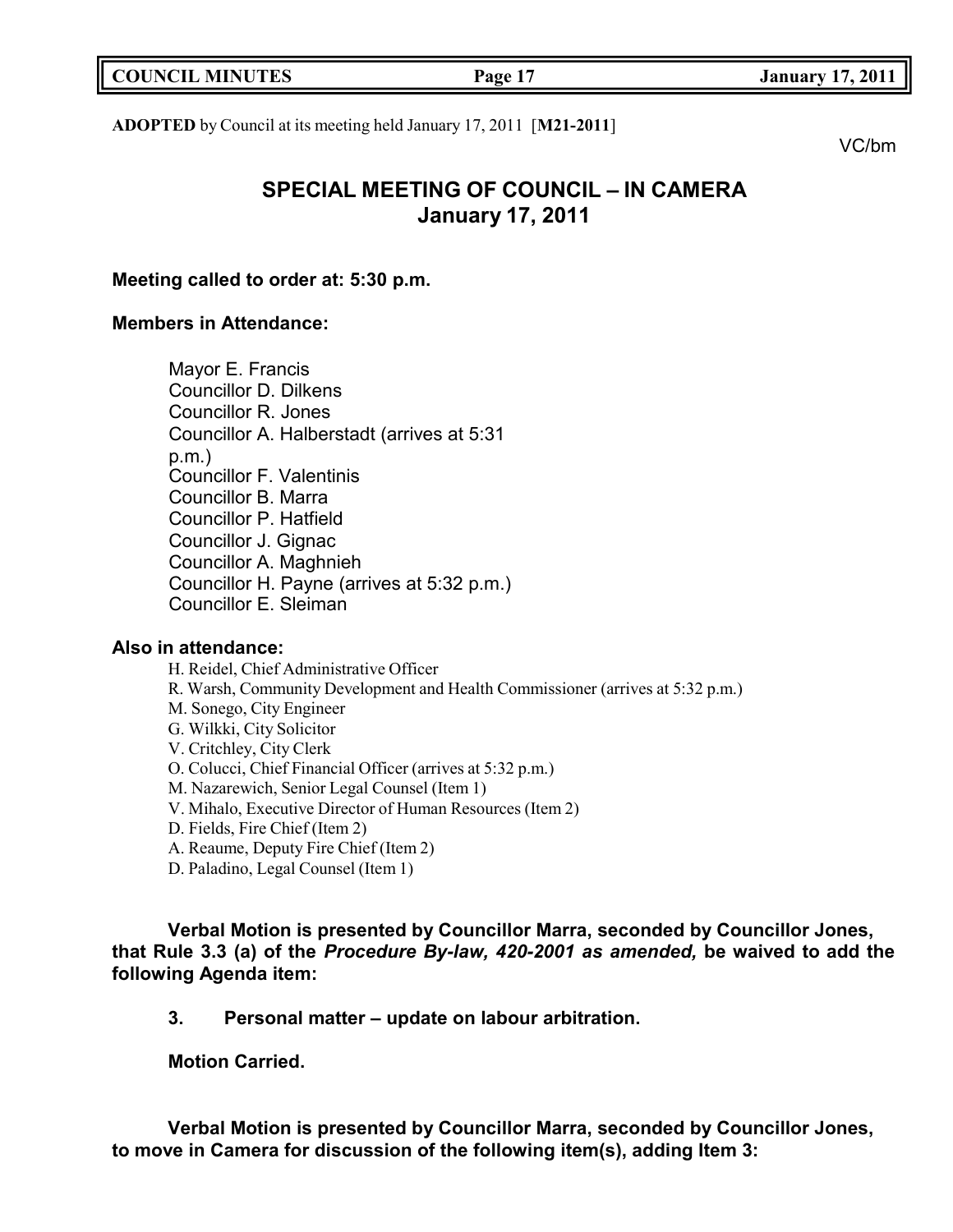**ADOPTED** by Council at its meeting held January 17, 2011 [**M21-2011**]

VC/bm

# SPECIAL MEETING OF COUNCIL – IN CAMERA
## January 17, 2011

**Meeting called to order at: 5:30 p.m.**

**Members in Attendance:**

Mayor E. Francis
Councillor D. Dilkens
Councillor R. Jones
Councillor A. Halberstadt (arrives at 5:31 p.m.)
Councillor F. Valentinis
Councillor B. Marra
Councillor P. Hatfield
Councillor J. Gignac
Councillor A. Maghnieh
Councillor H. Payne (arrives at 5:32 p.m.)
Councillor E. Sleiman

**Also in attendance:**

H. Reidel, Chief Administrative Officer
R. Warsh, Community Development and Health Commissioner (arrives at 5:32 p.m.)
M. Sonego, City Engineer
G. Wilkki, City Solicitor
V. Critchley, City Clerk
O. Colucci, Chief Financial Officer (arrives at 5:32 p.m.)
M. Nazarewich, Senior Legal Counsel (Item 1)
V. Mihalo, Executive Director of Human Resources (Item 2)
D. Fields, Fire Chief (Item 2)
A. Reaume, Deputy Fire Chief (Item 2)
D. Paladino, Legal Counsel (Item 1)

**Verbal Motion is presented by Councillor Marra, seconded by Councillor Jones, that Rule 3.3 (a) of the *Procedure By-law, 420-2001 as amended,* be waived to add the following Agenda item:**

**3. Personal matter – update on labour arbitration.**

**Motion Carried.**

**Verbal Motion is presented by Councillor Marra, seconded by Councillor Jones, to move in Camera for discussion of the following item(s), adding Item 3:**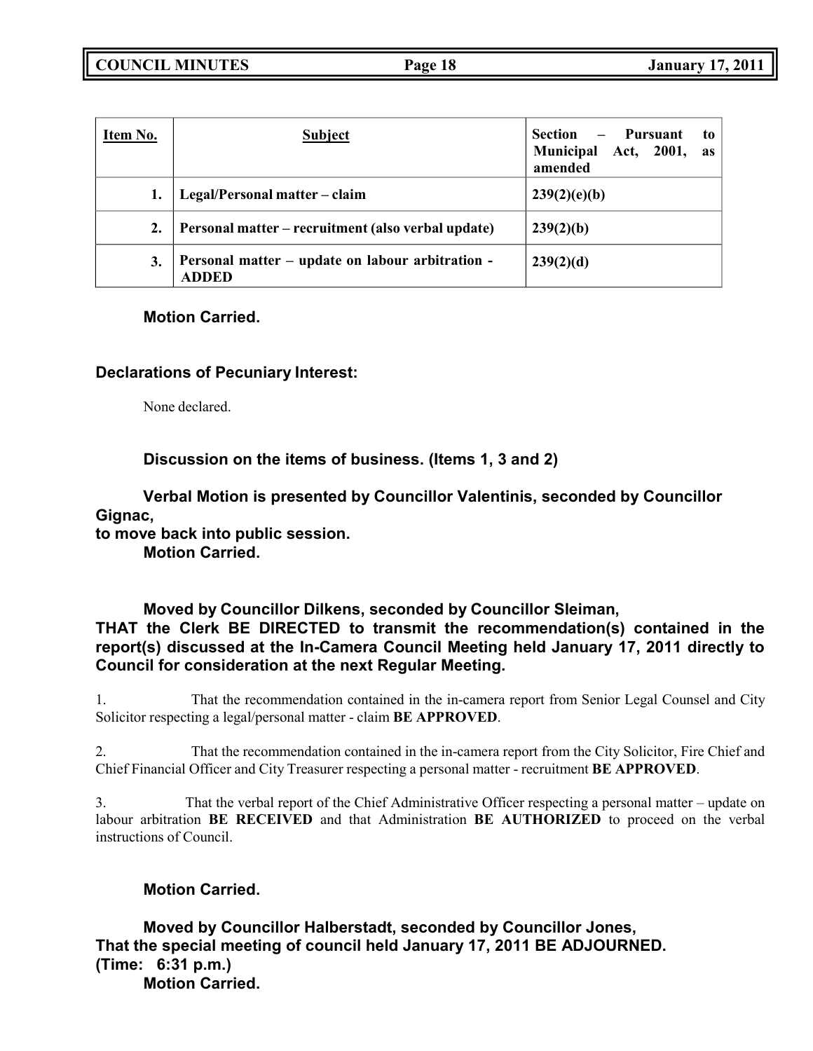| Item No. | Subject | Section – Pursuant to Municipal Act, 2001, as amended |
|---|---|---|
| 1. | **Legal/Personal matter – claim** | **239(2)(e)(b)** |
| 2. | **Personal matter – recruitment (also verbal update)** | **239(2)(b)** |
| 3. | **Personal matter – update on labour arbitration - ADDED** | **239(2)(d)** |

**Motion Carried.**

**Declarations of Pecuniary Interest:**

None declared.

**Discussion on the items of business. (Items 1, 3 and 2)**

**Verbal Motion is presented by Councillor Valentinis, seconded by Councillor Gignac, to move back into public session.**
**Motion Carried.**

**Moved by Councillor Dilkens, seconded by Councillor Sleiman,**
**THAT the Clerk BE DIRECTED to transmit the recommendation(s) contained in the report(s) discussed at the In-Camera Council Meeting held January 17, 2011 directly to Council for consideration at the next Regular Meeting.**

1. That the recommendation contained in the in-camera report from Senior Legal Counsel and City Solicitor respecting a legal/personal matter - claim **BE APPROVED**.

2. That the recommendation contained in the in-camera report from the City Solicitor, Fire Chief and Chief Financial Officer and City Treasurer respecting a personal matter - recruitment **BE APPROVED**.

3. That the verbal report of the Chief Administrative Officer respecting a personal matter – update on labour arbitration **BE RECEIVED** and that Administration **BE AUTHORIZED** to proceed on the verbal instructions of Council.

**Motion Carried.**

**Moved by Councillor Halberstadt, seconded by Councillor Jones,**
**That the special meeting of council held January 17, 2011 BE ADJOURNED.**
**(Time: 6:31 p.m.)**
**Motion Carried.**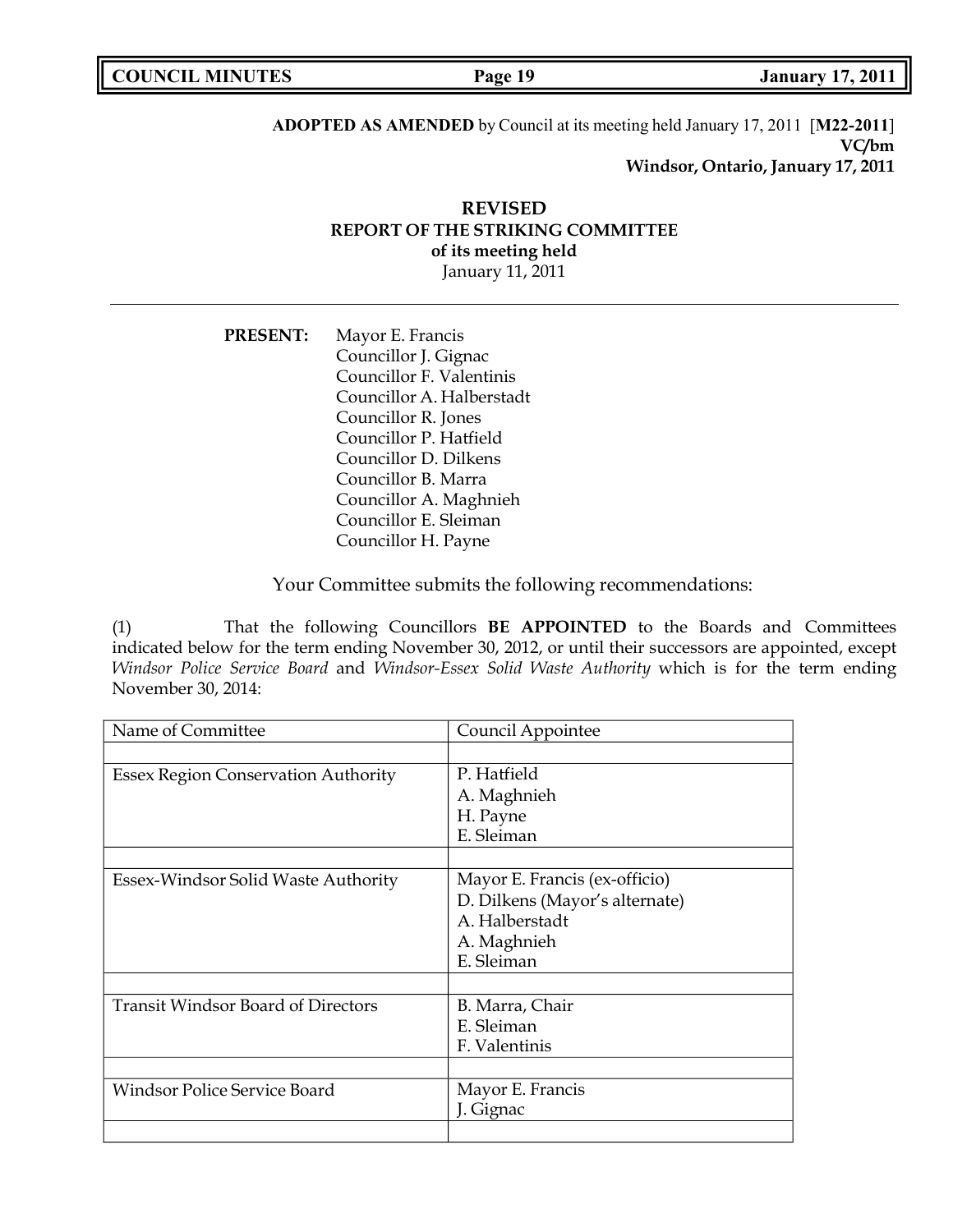**ADOPTED AS AMENDED** by Council at its meeting held January 17, 2011 [**M22-2011**]
**VC/bm**
**Windsor, Ontario, January 17, 2011**

## REVISED
## REPORT OF THE STRIKING COMMITTEE
### of its meeting held
January 11, 2011

---

**PRESENT:** Mayor E. Francis
Councillor J. Gignac
Councillor F. Valentinis
Councillor A. Halberstadt
Councillor R. Jones
Councillor P. Hatfield
Councillor D. Dilkens
Councillor B. Marra
Councillor A. Maghnieh
Councillor E. Sleiman
Councillor H. Payne

Your Committee submits the following recommendations:

(1) That the following Councillors **BE APPOINTED** to the Boards and Committees indicated below for the term ending November 30, 2012, or until their successors are appointed, except *Windsor Police Service Board* and *Windsor-Essex Solid Waste Authority* which is for the term ending November 30, 2014:

| Name of Committee | Council Appointee |
|---|---|
| | |
| Essex Region Conservation Authority | P. Hatfield<br>A. Maghnieh<br>H. Payne<br>E. Sleiman |
| | |
| Essex-Windsor Solid Waste Authority | Mayor E. Francis (ex-officio)<br>D. Dilkens (Mayor's alternate)<br>A. Halberstadt<br>A. Maghnieh<br>E. Sleiman |
| | |
| Transit Windsor Board of Directors | B. Marra, Chair<br>E. Sleiman<br>F. Valentinis |
| | |
| Windsor Police Service Board | Mayor E. Francis<br>J. Gignac |
| | |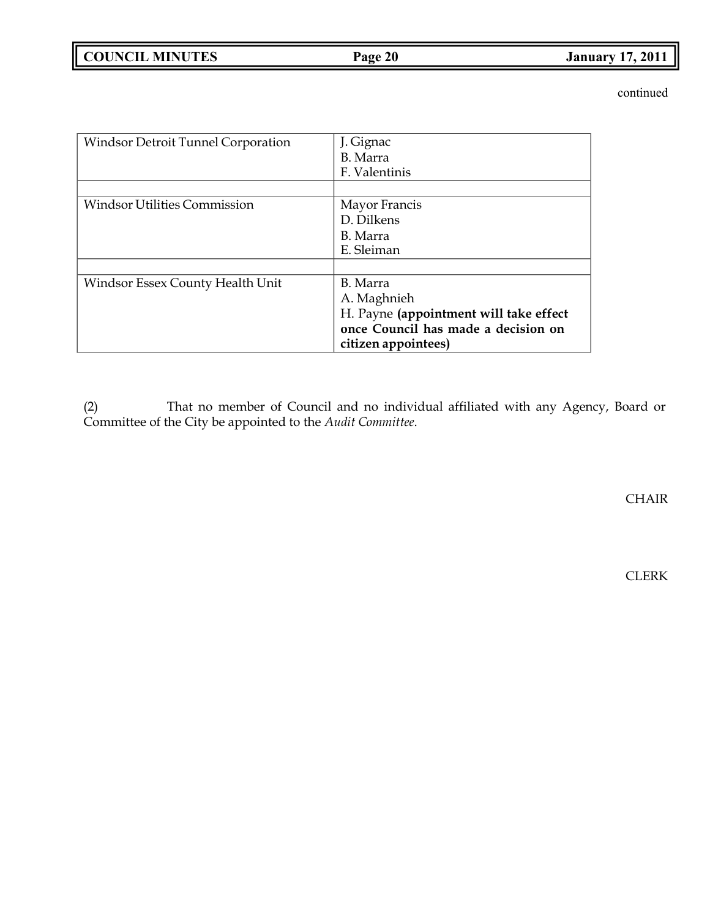continued

| | |
|---|---|
| Windsor Detroit Tunnel Corporation | J. Gignac<br>B. Marra<br>F. Valentinis |
| | |
| Windsor Utilities Commission | Mayor Francis<br>D. Dilkens<br>B. Marra<br>E. Sleiman |
| | |
| Windsor Essex County Health Unit | B. Marra<br>A. Maghnieh<br>H. Payne **(appointment will take effect once Council has made a decision on citizen appointees)** |

(2) That no member of Council and no individual affiliated with any Agency, Board or Committee of the City be appointed to the *Audit Committee*.

CHAIR

CLERK